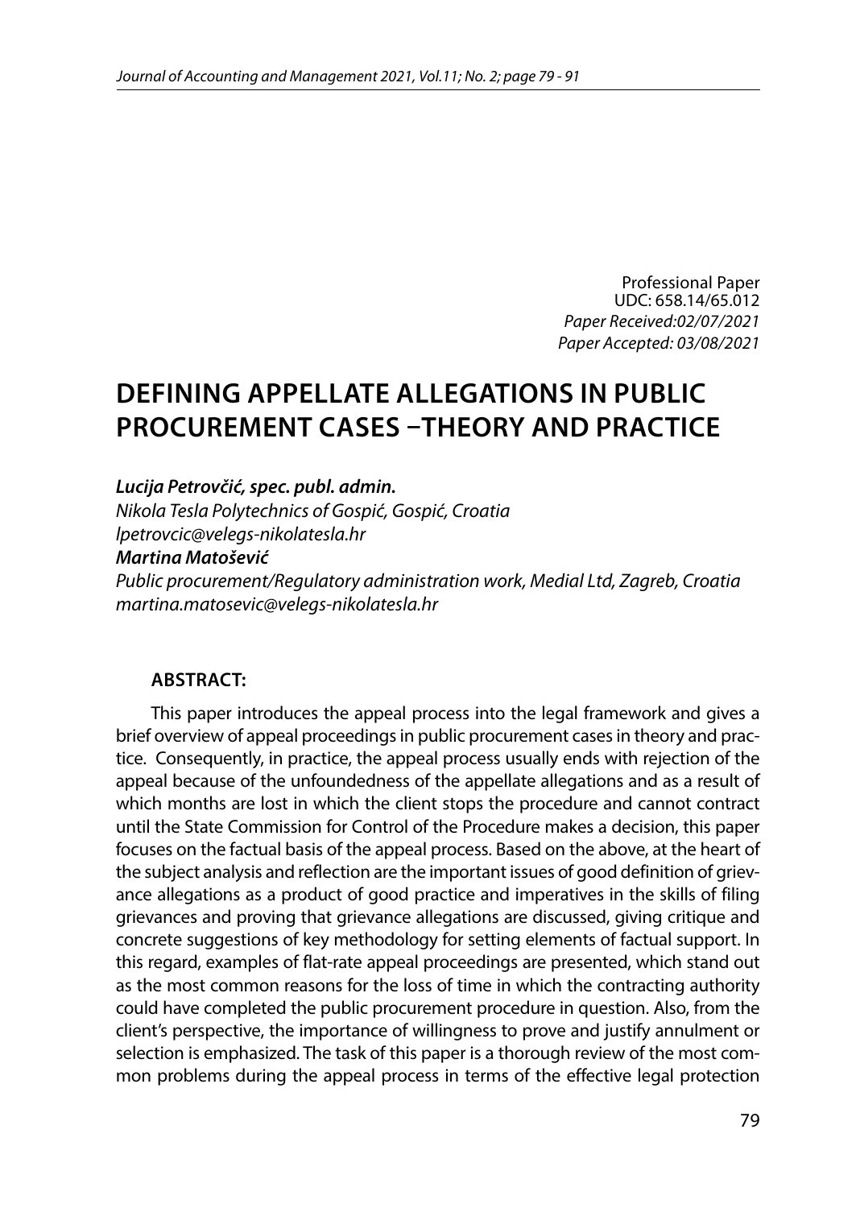Professional Paper
UDC: 658.14/65.012
*Paper Received:02/07/2021*
*Paper Accepted: 03/08/2021*

# DEFINING APPELLATE ALLEGATIONS IN PUBLIC PROCUREMENT CASES –THEORY AND PRACTICE

***Lucija Petrovčić, spec. publ. admin.***
*Nikola Tesla Polytechnics of Gospić, Gospić, Croatia*
*lpetrovcic@velegs-nikolatesla.hr*
***Martina Matošević***
*Public procurement/Regulatory administration work, Medial Ltd, Zagreb, Croatia*
*martina.matosevic@velegs-nikolatesla.hr*

## ABSTRACT:

This paper introduces the appeal process into the legal framework and gives a brief overview of appeal proceedings in public procurement cases in theory and practice. Consequently, in practice, the appeal process usually ends with rejection of the appeal because of the unfoundedness of the appellate allegations and as a result of which months are lost in which the client stops the procedure and cannot contract until the State Commission for Control of the Procedure makes a decision, this paper focuses on the factual basis of the appeal process. Based on the above, at the heart of the subject analysis and reflection are the important issues of good definition of grievance allegations as a product of good practice and imperatives in the skills of filing grievances and proving that grievance allegations are discussed, giving critique and concrete suggestions of key methodology for setting elements of factual support. In this regard, examples of flat-rate appeal proceedings are presented, which stand out as the most common reasons for the loss of time in which the contracting authority could have completed the public procurement procedure in question. Also, from the client's perspective, the importance of willingness to prove and justify annulment or selection is emphasized. The task of this paper is a thorough review of the most common problems during the appeal process in terms of the effective legal protection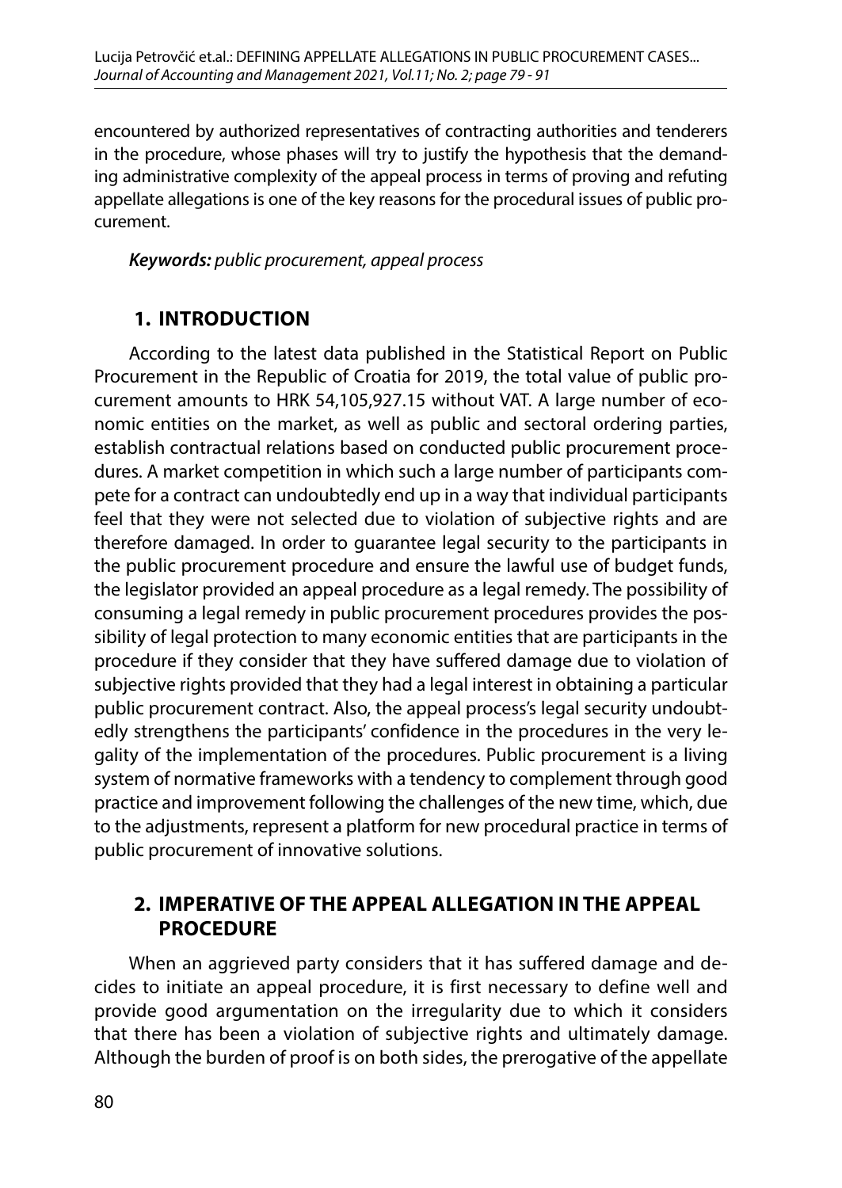encountered by authorized representatives of contracting authorities and tenderers in the procedure, whose phases will try to justify the hypothesis that the demanding administrative complexity of the appeal process in terms of proving and refuting appellate allegations is one of the key reasons for the procedural issues of public procurement.

***Keywords:*** *public procurement, appeal process*

## 1. INTRODUCTION

According to the latest data published in the Statistical Report on Public Procurement in the Republic of Croatia for 2019, the total value of public procurement amounts to HRK 54,105,927.15 without VAT. A large number of economic entities on the market, as well as public and sectoral ordering parties, establish contractual relations based on conducted public procurement procedures. A market competition in which such a large number of participants compete for a contract can undoubtedly end up in a way that individual participants feel that they were not selected due to violation of subjective rights and are therefore damaged. In order to guarantee legal security to the participants in the public procurement procedure and ensure the lawful use of budget funds, the legislator provided an appeal procedure as a legal remedy. The possibility of consuming a legal remedy in public procurement procedures provides the possibility of legal protection to many economic entities that are participants in the procedure if they consider that they have suffered damage due to violation of subjective rights provided that they had a legal interest in obtaining a particular public procurement contract. Also, the appeal process's legal security undoubtedly strengthens the participants' confidence in the procedures in the very legality of the implementation of the procedures. Public procurement is a living system of normative frameworks with a tendency to complement through good practice and improvement following the challenges of the new time, which, due to the adjustments, represent a platform for new procedural practice in terms of public procurement of innovative solutions.

## 2. IMPERATIVE OF THE APPEAL ALLEGATION IN THE APPEAL PROCEDURE

When an aggrieved party considers that it has suffered damage and decides to initiate an appeal procedure, it is first necessary to define well and provide good argumentation on the irregularity due to which it considers that there has been a violation of subjective rights and ultimately damage. Although the burden of proof is on both sides, the prerogative of the appellate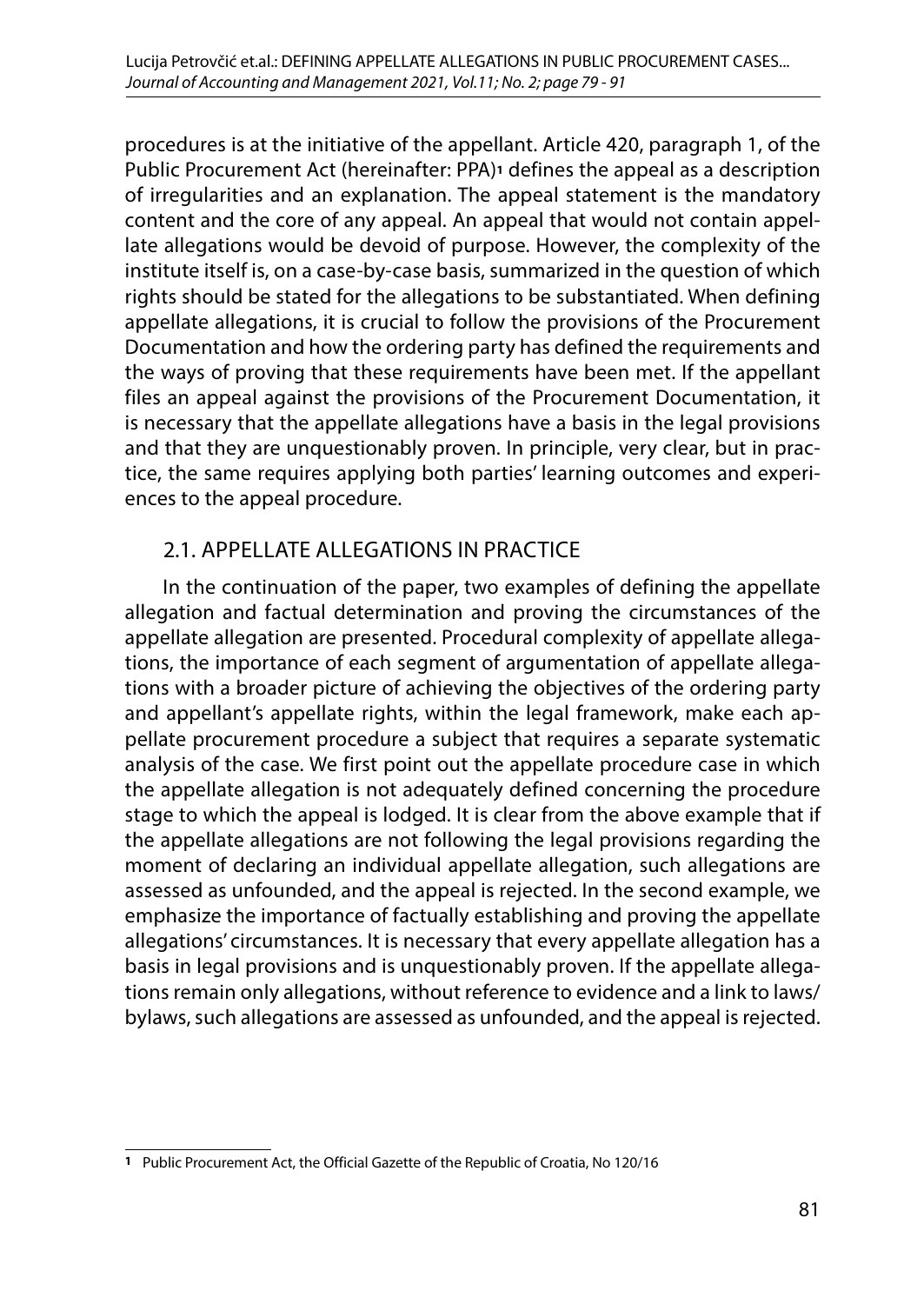procedures is at the initiative of the appellant. Article 420, paragraph 1, of the Public Procurement Act (hereinafter: PPA)[1] defines the appeal as a description of irregularities and an explanation. The appeal statement is the mandatory content and the core of any appeal. An appeal that would not contain appellate allegations would be devoid of purpose. However, the complexity of the institute itself is, on a case-by-case basis, summarized in the question of which rights should be stated for the allegations to be substantiated. When defining appellate allegations, it is crucial to follow the provisions of the Procurement Documentation and how the ordering party has defined the requirements and the ways of proving that these requirements have been met. If the appellant files an appeal against the provisions of the Procurement Documentation, it is necessary that the appellate allegations have a basis in the legal provisions and that they are unquestionably proven. In principle, very clear, but in practice, the same requires applying both parties' learning outcomes and experiences to the appeal procedure.

### 2.1. APPELLATE ALLEGATIONS IN PRACTICE

In the continuation of the paper, two examples of defining the appellate allegation and factual determination and proving the circumstances of the appellate allegation are presented. Procedural complexity of appellate allegations, the importance of each segment of argumentation of appellate allegations with a broader picture of achieving the objectives of the ordering party and appellant's appellate rights, within the legal framework, make each appellate procurement procedure a subject that requires a separate systematic analysis of the case. We first point out the appellate procedure case in which the appellate allegation is not adequately defined concerning the procedure stage to which the appeal is lodged. It is clear from the above example that if the appellate allegations are not following the legal provisions regarding the moment of declaring an individual appellate allegation, such allegations are assessed as unfounded, and the appeal is rejected. In the second example, we emphasize the importance of factually establishing and proving the appellate allegations' circumstances. It is necessary that every appellate allegation has a basis in legal provisions and is unquestionably proven. If the appellate allegations remain only allegations, without reference to evidence and a link to laws/bylaws, such allegations are assessed as unfounded, and the appeal is rejected.

---

[1] Public Procurement Act, the Official Gazette of the Republic of Croatia, No 120/16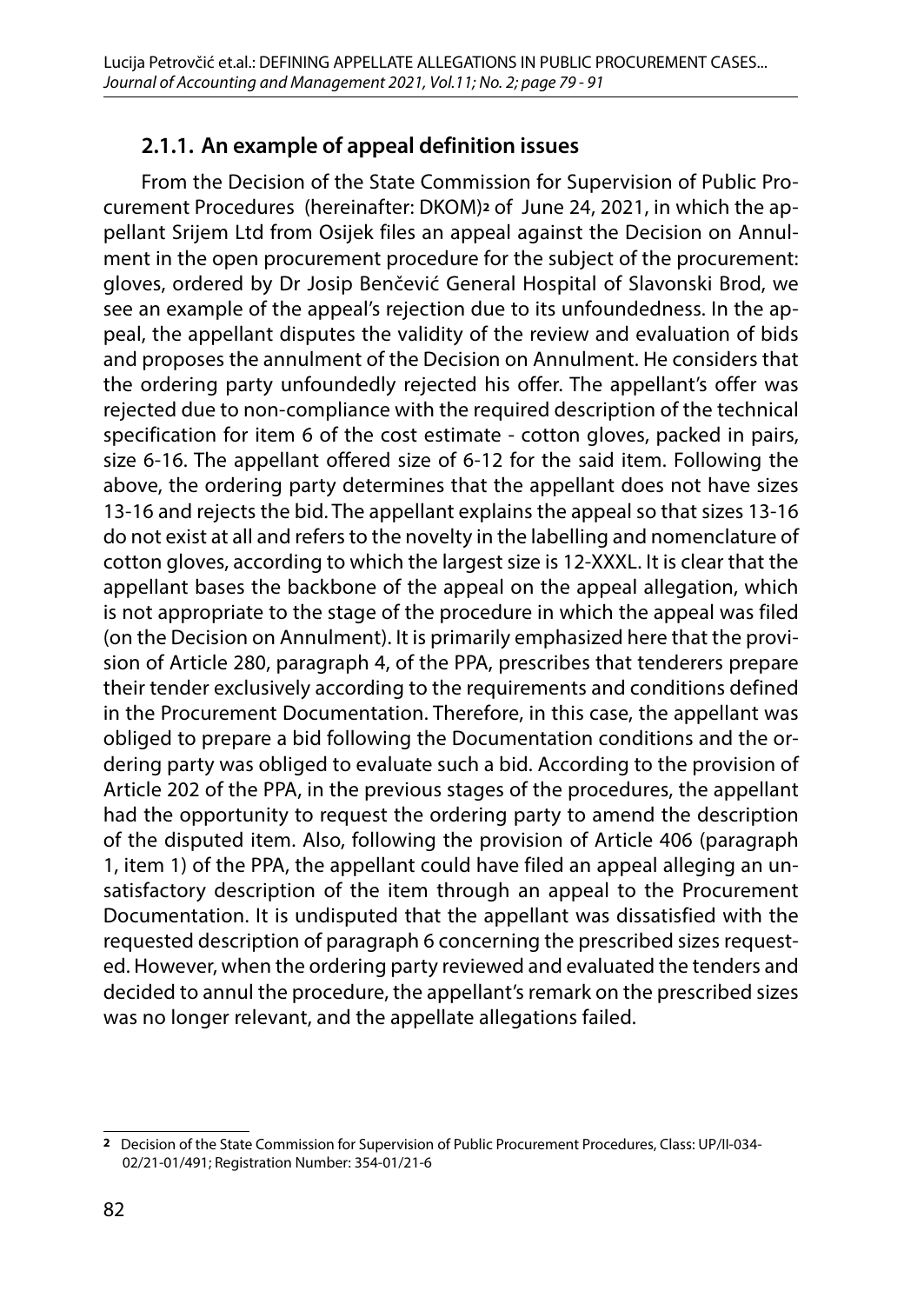### 2.1.1. An example of appeal definition issues

From the Decision of the State Commission for Supervision of Public Procurement Procedures (hereinafter: DKOM)[2] of June 24, 2021, in which the appellant Srijem Ltd from Osijek files an appeal against the Decision on Annulment in the open procurement procedure for the subject of the procurement: gloves, ordered by Dr Josip Benčević General Hospital of Slavonski Brod, we see an example of the appeal's rejection due to its unfoundedness. In the appeal, the appellant disputes the validity of the review and evaluation of bids and proposes the annulment of the Decision on Annulment. He considers that the ordering party unfoundedly rejected his offer. The appellant's offer was rejected due to non-compliance with the required description of the technical specification for item 6 of the cost estimate - cotton gloves, packed in pairs, size 6-16. The appellant offered size of 6-12 for the said item. Following the above, the ordering party determines that the appellant does not have sizes 13-16 and rejects the bid. The appellant explains the appeal so that sizes 13-16 do not exist at all and refers to the novelty in the labelling and nomenclature of cotton gloves, according to which the largest size is 12-XXXL. It is clear that the appellant bases the backbone of the appeal on the appeal allegation, which is not appropriate to the stage of the procedure in which the appeal was filed (on the Decision on Annulment). It is primarily emphasized here that the provision of Article 280, paragraph 4, of the PPA, prescribes that tenderers prepare their tender exclusively according to the requirements and conditions defined in the Procurement Documentation. Therefore, in this case, the appellant was obliged to prepare a bid following the Documentation conditions and the ordering party was obliged to evaluate such a bid. According to the provision of Article 202 of the PPA, in the previous stages of the procedures, the appellant had the opportunity to request the ordering party to amend the description of the disputed item. Also, following the provision of Article 406 (paragraph 1, item 1) of the PPA, the appellant could have filed an appeal alleging an unsatisfactory description of the item through an appeal to the Procurement Documentation. It is undisputed that the appellant was dissatisfied with the requested description of paragraph 6 concerning the prescribed sizes requested. However, when the ordering party reviewed and evaluated the tenders and decided to annul the procedure, the appellant's remark on the prescribed sizes was no longer relevant, and the appellate allegations failed.

---

[2] Decision of the State Commission for Supervision of Public Procurement Procedures, Class: UP/II-034-02/21-01/491; Registration Number: 354-01/21-6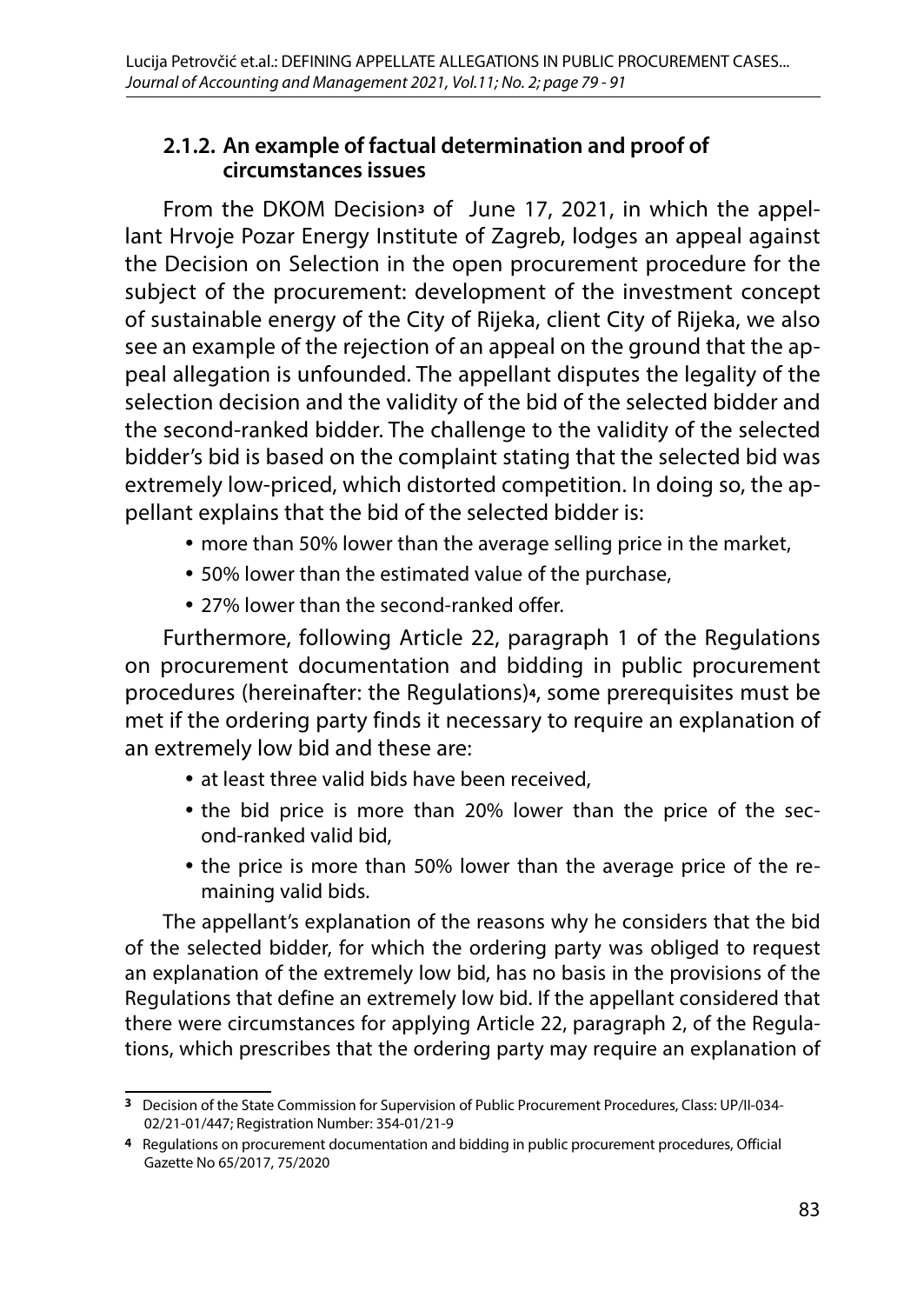### 2.1.2. An example of factual determination and proof of circumstances issues

From the DKOM Decision[3] of June 17, 2021, in which the appellant Hrvoje Pozar Energy Institute of Zagreb, lodges an appeal against the Decision on Selection in the open procurement procedure for the subject of the procurement: development of the investment concept of sustainable energy of the City of Rijeka, client City of Rijeka, we also see an example of the rejection of an appeal on the ground that the appeal allegation is unfounded. The appellant disputes the legality of the selection decision and the validity of the bid of the selected bidder and the second-ranked bidder. The challenge to the validity of the selected bidder's bid is based on the complaint stating that the selected bid was extremely low-priced, which distorted competition. In doing so, the appellant explains that the bid of the selected bidder is:

- more than 50% lower than the average selling price in the market,
- 50% lower than the estimated value of the purchase,
- 27% lower than the second-ranked offer.

Furthermore, following Article 22, paragraph 1 of the Regulations on procurement documentation and bidding in public procurement procedures (hereinafter: the Regulations)[4], some prerequisites must be met if the ordering party finds it necessary to require an explanation of an extremely low bid and these are:

- at least three valid bids have been received,
- the bid price is more than 20% lower than the price of the second-ranked valid bid,
- the price is more than 50% lower than the average price of the remaining valid bids.

The appellant's explanation of the reasons why he considers that the bid of the selected bidder, for which the ordering party was obliged to request an explanation of the extremely low bid, has no basis in the provisions of the Regulations that define an extremely low bid. If the appellant considered that there were circumstances for applying Article 22, paragraph 2, of the Regulations, which prescribes that the ordering party may require an explanation of

---

[3] Decision of the State Commission for Supervision of Public Procurement Procedures, Class: UP/II-034-02/21-01/447; Registration Number: 354-01/21-9

[4] Regulations on procurement documentation and bidding in public procurement procedures, Official Gazette No 65/2017, 75/2020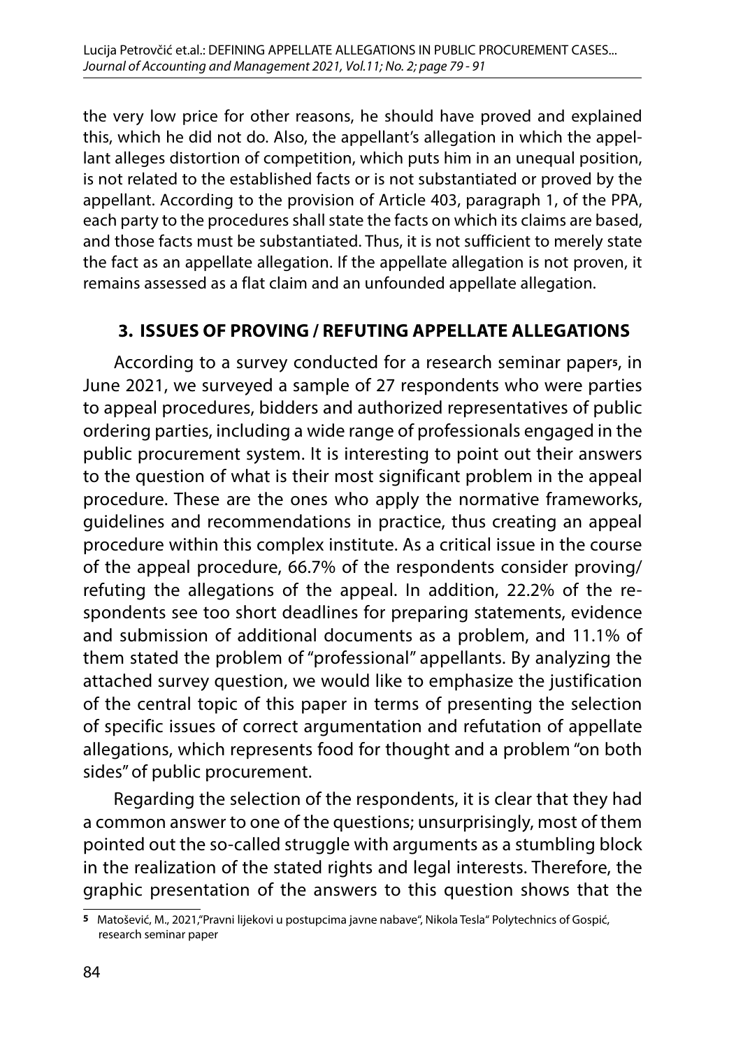the very low price for other reasons, he should have proved and explained this, which he did not do. Also, the appellant's allegation in which the appellant alleges distortion of competition, which puts him in an unequal position, is not related to the established facts or is not substantiated or proved by the appellant. According to the provision of Article 403, paragraph 1, of the PPA, each party to the procedures shall state the facts on which its claims are based, and those facts must be substantiated. Thus, it is not sufficient to merely state the fact as an appellate allegation. If the appellate allegation is not proven, it remains assessed as a flat claim and an unfounded appellate allegation.

## 3. ISSUES OF PROVING / REFUTING APPELLATE ALLEGATIONS

According to a survey conducted for a research seminar paper[5], in June 2021, we surveyed a sample of 27 respondents who were parties to appeal procedures, bidders and authorized representatives of public ordering parties, including a wide range of professionals engaged in the public procurement system. It is interesting to point out their answers to the question of what is their most significant problem in the appeal procedure. These are the ones who apply the normative frameworks, guidelines and recommendations in practice, thus creating an appeal procedure within this complex institute. As a critical issue in the course of the appeal procedure, 66.7% of the respondents consider proving/ refuting the allegations of the appeal. In addition, 22.2% of the respondents see too short deadlines for preparing statements, evidence and submission of additional documents as a problem, and 11.1% of them stated the problem of "professional" appellants. By analyzing the attached survey question, we would like to emphasize the justification of the central topic of this paper in terms of presenting the selection of specific issues of correct argumentation and refutation of appellate allegations, which represents food for thought and a problem "on both sides" of public procurement.

Regarding the selection of the respondents, it is clear that they had a common answer to one of the questions; unsurprisingly, most of them pointed out the so-called struggle with arguments as a stumbling block in the realization of the stated rights and legal interests. Therefore, the graphic presentation of the answers to this question shows that the

---

[5] Matošević, M., 2021,"Pravni lijekovi u postupcima javne nabave", Nikola Tesla" Polytechnics of Gospić, research seminar paper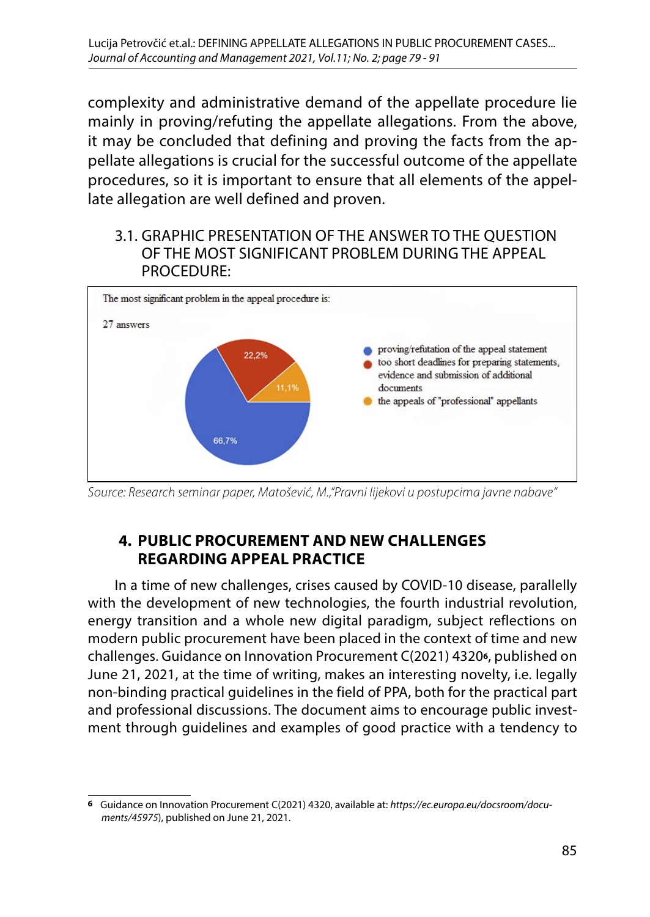complexity and administrative demand of the appellate procedure lie mainly in proving/refuting the appellate allegations. From the above, it may be concluded that defining and proving the facts from the appellate allegations is crucial for the successful outcome of the appellate procedures, so it is important to ensure that all elements of the appellate allegation are well defined and proven.

### 3.1. GRAPHIC PRESENTATION OF THE ANSWER TO THE QUESTION OF THE MOST SIGNIFICANT PROBLEM DURING THE APPEAL PROCEDURE:

The most significant problem in the appeal procedure is:

27 answers

- proving/refutation of the appeal statement – 66,7%
- too short deadlines for preparing statements, evidence and submission of additional documents – 22,2%
- the appeals of "professional" appellants – 11,1%

*Source: Research seminar paper, Matošević, M.,"Pravni lijekovi u postupcima javne nabave"*

## 4. PUBLIC PROCUREMENT AND NEW CHALLENGES REGARDING APPEAL PRACTICE

In a time of new challenges, crises caused by COVID-10 disease, parallelly with the development of new technologies, the fourth industrial revolution, energy transition and a whole new digital paradigm, subject reflections on modern public procurement have been placed in the context of time and new challenges. Guidance on Innovation Procurement C(2021) 4320[6], published on June 21, 2021, at the time of writing, makes an interesting novelty, i.e. legally non-binding practical guidelines in the field of PPA, both for the practical part and professional discussions. The document aims to encourage public investment through guidelines and examples of good practice with a tendency to

---

[6] Guidance on Innovation Procurement C(2021) 4320, available at: *https://ec.europa.eu/docsroom/documents/45975*), published on June 21, 2021.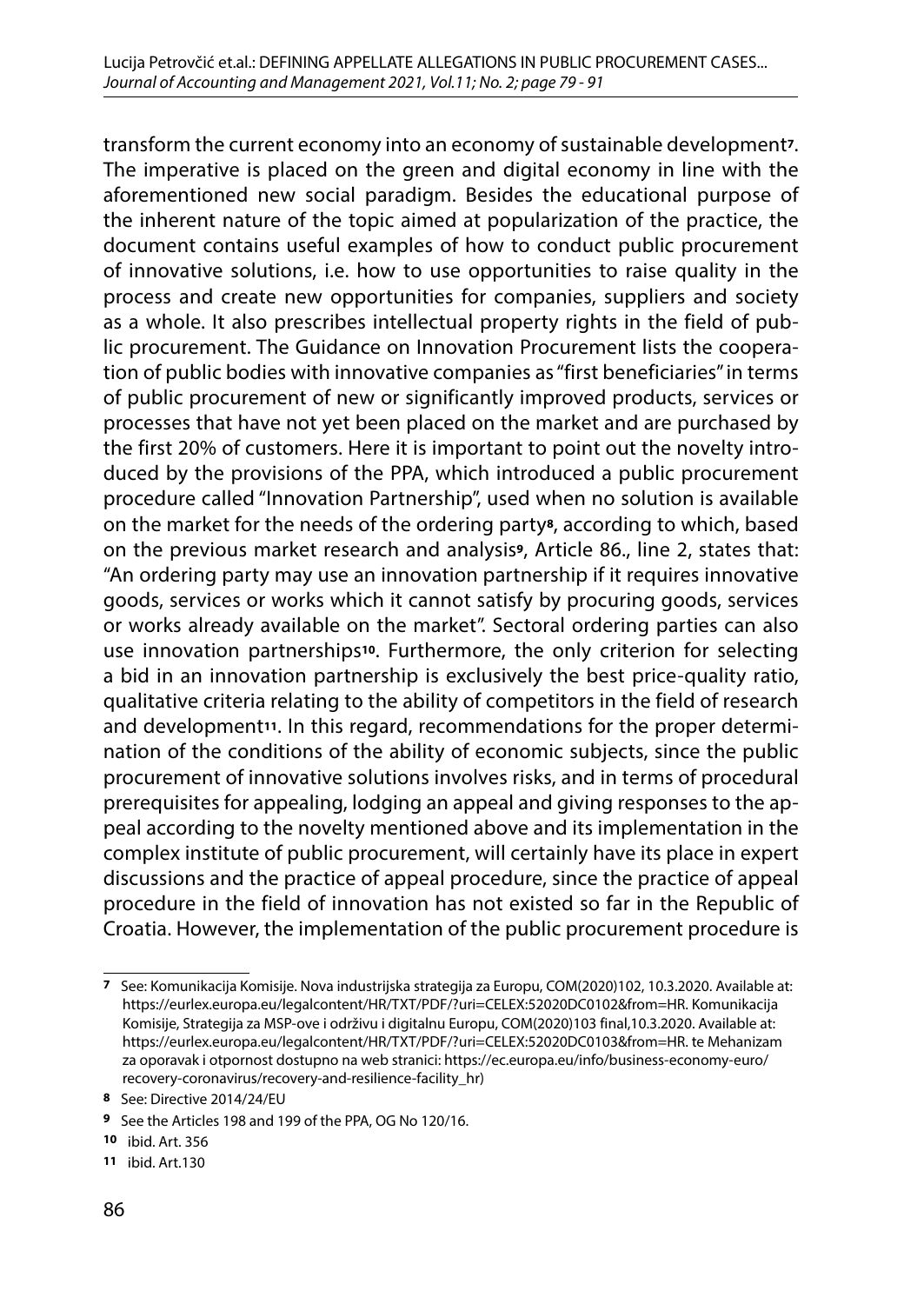transform the current economy into an economy of sustainable development[7]. The imperative is placed on the green and digital economy in line with the aforementioned new social paradigm. Besides the educational purpose of the inherent nature of the topic aimed at popularization of the practice, the document contains useful examples of how to conduct public procurement of innovative solutions, i.e. how to use opportunities to raise quality in the process and create new opportunities for companies, suppliers and society as a whole. It also prescribes intellectual property rights in the field of public procurement. The Guidance on Innovation Procurement lists the cooperation of public bodies with innovative companies as "first beneficiaries" in terms of public procurement of new or significantly improved products, services or processes that have not yet been placed on the market and are purchased by the first 20% of customers. Here it is important to point out the novelty introduced by the provisions of the PPA, which introduced a public procurement procedure called "Innovation Partnership", used when no solution is available on the market for the needs of the ordering party[8], according to which, based on the previous market research and analysis[9], Article 86., line 2, states that: "An ordering party may use an innovation partnership if it requires innovative goods, services or works which it cannot satisfy by procuring goods, services or works already available on the market". Sectoral ordering parties can also use innovation partnerships[10]. Furthermore, the only criterion for selecting a bid in an innovation partnership is exclusively the best price-quality ratio, qualitative criteria relating to the ability of competitors in the field of research and development[11]. In this regard, recommendations for the proper determination of the conditions of the ability of economic subjects, since the public procurement of innovative solutions involves risks, and in terms of procedural prerequisites for appealing, lodging an appeal and giving responses to the appeal according to the novelty mentioned above and its implementation in the complex institute of public procurement, will certainly have its place in expert discussions and the practice of appeal procedure, since the practice of appeal procedure in the field of innovation has not existed so far in the Republic of Croatia. However, the implementation of the public procurement procedure is

---

[7] See: Komunikacija Komisije. Nova industrijska strategija za Europu, COM(2020)102, 10.3.2020. Available at: https://eurlex.europa.eu/legalcontent/HR/TXT/PDF/?uri=CELEX:52020DC0102&from=HR. Komunikacija Komisije, Strategija za MSP-ove i održivu i digitalnu Europu, COM(2020)103 final,10.3.2020. Available at: https://eurlex.europa.eu/legalcontent/HR/TXT/PDF/?uri=CELEX:52020DC0103&from=HR. te Mehanizam za oporavak i otpornost dostupno na web stranici: https://ec.europa.eu/info/business-economy-euro/recovery-coronavirus/recovery-and-resilience-facility_hr)

[8] See: Directive 2014/24/EU

[9] See the Articles 198 and 199 of the PPA, OG No 120/16.

[10] ibid. Art. 356

[11] ibid. Art.130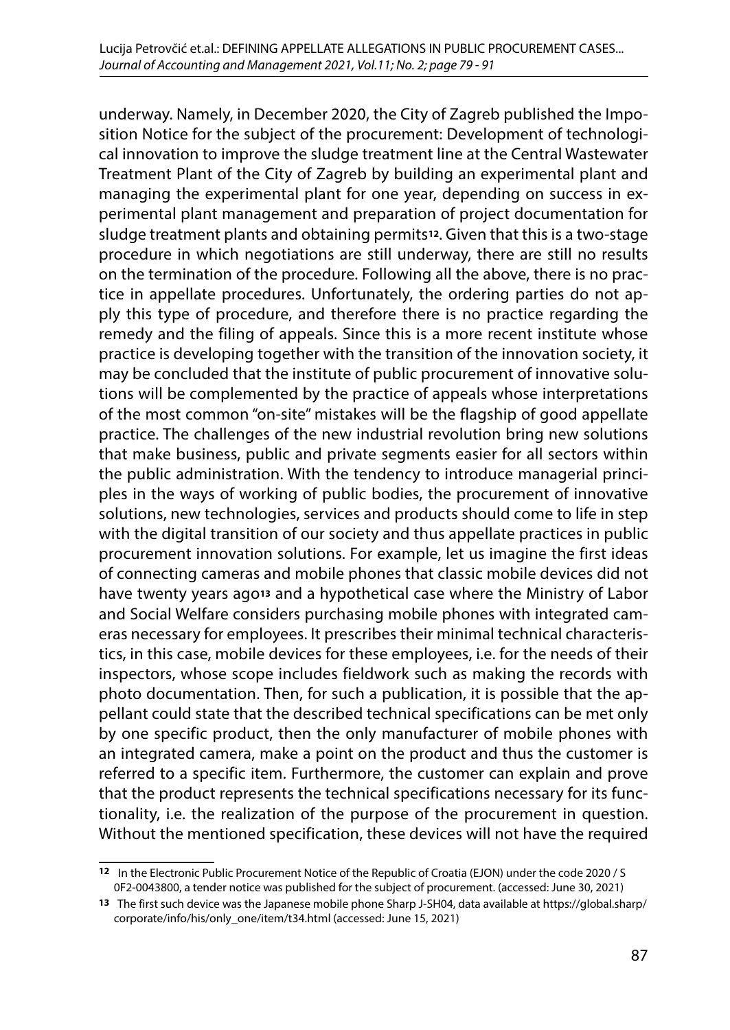underway. Namely, in December 2020, the City of Zagreb published the Imposition Notice for the subject of the procurement: Development of technological innovation to improve the sludge treatment line at the Central Wastewater Treatment Plant of the City of Zagreb by building an experimental plant and managing the experimental plant for one year, depending on success in experimental plant management and preparation of project documentation for sludge treatment plants and obtaining permits[12]. Given that this is a two-stage procedure in which negotiations are still underway, there are still no results on the termination of the procedure. Following all the above, there is no practice in appellate procedures. Unfortunately, the ordering parties do not apply this type of procedure, and therefore there is no practice regarding the remedy and the filing of appeals. Since this is a more recent institute whose practice is developing together with the transition of the innovation society, it may be concluded that the institute of public procurement of innovative solutions will be complemented by the practice of appeals whose interpretations of the most common "on-site" mistakes will be the flagship of good appellate practice. The challenges of the new industrial revolution bring new solutions that make business, public and private segments easier for all sectors within the public administration. With the tendency to introduce managerial principles in the ways of working of public bodies, the procurement of innovative solutions, new technologies, services and products should come to life in step with the digital transition of our society and thus appellate practices in public procurement innovation solutions. For example, let us imagine the first ideas of connecting cameras and mobile phones that classic mobile devices did not have twenty years ago[13] and a hypothetical case where the Ministry of Labor and Social Welfare considers purchasing mobile phones with integrated cameras necessary for employees. It prescribes their minimal technical characteristics, in this case, mobile devices for these employees, i.e. for the needs of their inspectors, whose scope includes fieldwork such as making the records with photo documentation. Then, for such a publication, it is possible that the appellant could state that the described technical specifications can be met only by one specific product, then the only manufacturer of mobile phones with an integrated camera, make a point on the product and thus the customer is referred to a specific item. Furthermore, the customer can explain and prove that the product represents the technical specifications necessary for its functionality, i.e. the realization of the purpose of the procurement in question. Without the mentioned specification, these devices will not have the required

---

[12] In the Electronic Public Procurement Notice of the Republic of Croatia (EJON) under the code 2020 / S 0F2-0043800, a tender notice was published for the subject of procurement. (accessed: June 30, 2021)

[13] The first such device was the Japanese mobile phone Sharp J-SH04, data available at https://global.sharp/corporate/info/his/only_one/item/t34.html (accessed: June 15, 2021)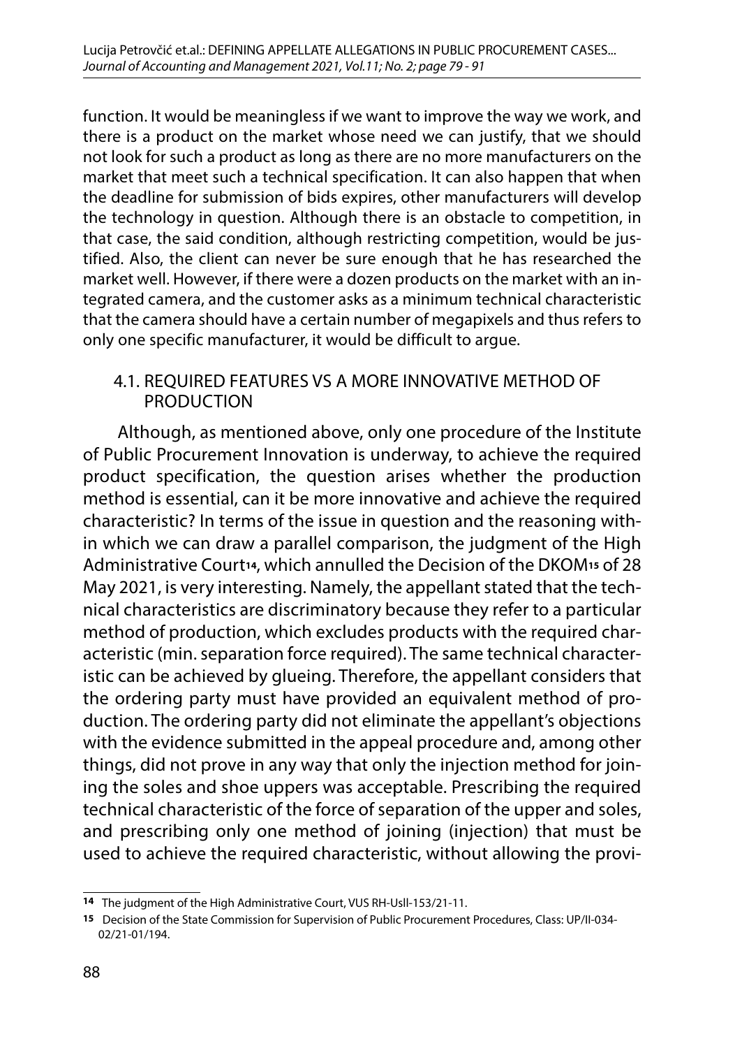function. It would be meaningless if we want to improve the way we work, and there is a product on the market whose need we can justify, that we should not look for such a product as long as there are no more manufacturers on the market that meet such a technical specification. It can also happen that when the deadline for submission of bids expires, other manufacturers will develop the technology in question. Although there is an obstacle to competition, in that case, the said condition, although restricting competition, would be justified. Also, the client can never be sure enough that he has researched the market well. However, if there were a dozen products on the market with an integrated camera, and the customer asks as a minimum technical characteristic that the camera should have a certain number of megapixels and thus refers to only one specific manufacturer, it would be difficult to argue.

### 4.1. REQUIRED FEATURES VS A MORE INNOVATIVE METHOD OF PRODUCTION

Although, as mentioned above, only one procedure of the Institute of Public Procurement Innovation is underway, to achieve the required product specification, the question arises whether the production method is essential, can it be more innovative and achieve the required characteristic? In terms of the issue in question and the reasoning within which we can draw a parallel comparison, the judgment of the High Administrative Court[14], which annulled the Decision of the DKOM[15] of 28 May 2021, is very interesting. Namely, the appellant stated that the technical characteristics are discriminatory because they refer to a particular method of production, which excludes products with the required characteristic (min. separation force required). The same technical characteristic can be achieved by glueing. Therefore, the appellant considers that the ordering party must have provided an equivalent method of production. The ordering party did not eliminate the appellant's objections with the evidence submitted in the appeal procedure and, among other things, did not prove in any way that only the injection method for joining the soles and shoe uppers was acceptable. Prescribing the required technical characteristic of the force of separation of the upper and soles, and prescribing only one method of joining (injection) that must be used to achieve the required characteristic, without allowing the provi-

---

[14] The judgment of the High Administrative Court, VUS RH-Usll-153/21-11.

[15] Decision of the State Commission for Supervision of Public Procurement Procedures, Class: UP/II-034-02/21-01/194.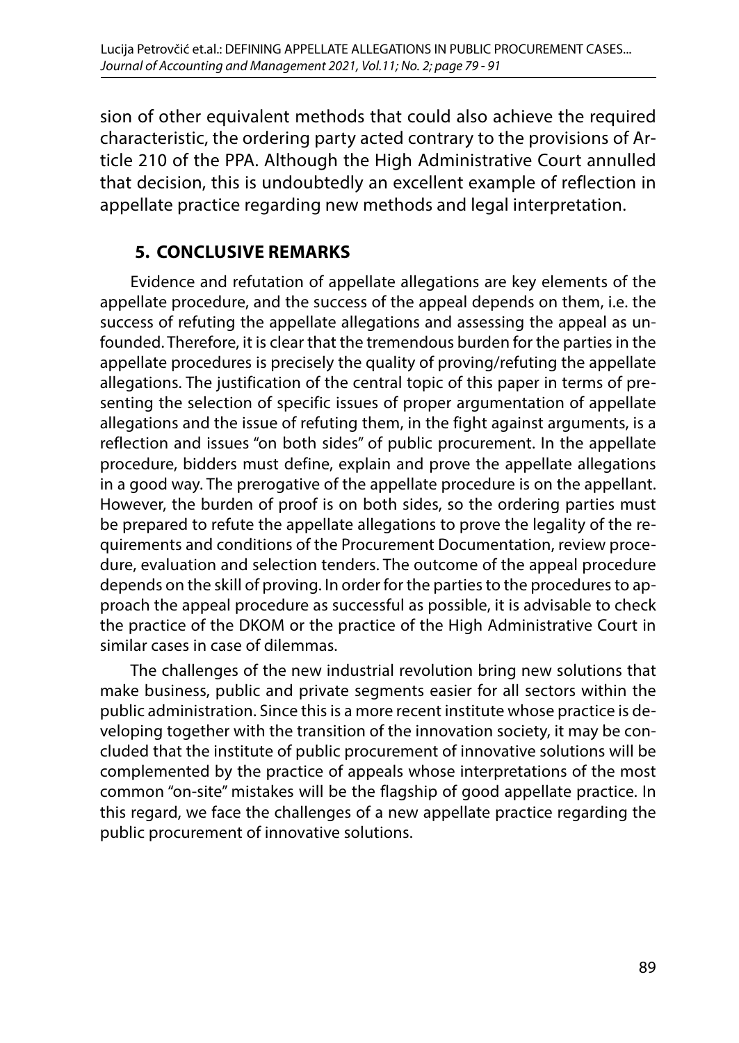sion of other equivalent methods that could also achieve the required characteristic, the ordering party acted contrary to the provisions of Article 210 of the PPA. Although the High Administrative Court annulled that decision, this is undoubtedly an excellent example of reflection in appellate practice regarding new methods and legal interpretation.

## 5. CONCLUSIVE REMARKS

Evidence and refutation of appellate allegations are key elements of the appellate procedure, and the success of the appeal depends on them, i.e. the success of refuting the appellate allegations and assessing the appeal as unfounded. Therefore, it is clear that the tremendous burden for the parties in the appellate procedures is precisely the quality of proving/refuting the appellate allegations. The justification of the central topic of this paper in terms of presenting the selection of specific issues of proper argumentation of appellate allegations and the issue of refuting them, in the fight against arguments, is a reflection and issues "on both sides" of public procurement. In the appellate procedure, bidders must define, explain and prove the appellate allegations in a good way. The prerogative of the appellate procedure is on the appellant. However, the burden of proof is on both sides, so the ordering parties must be prepared to refute the appellate allegations to prove the legality of the requirements and conditions of the Procurement Documentation, review procedure, evaluation and selection tenders. The outcome of the appeal procedure depends on the skill of proving. In order for the parties to the procedures to approach the appeal procedure as successful as possible, it is advisable to check the practice of the DKOM or the practice of the High Administrative Court in similar cases in case of dilemmas.

The challenges of the new industrial revolution bring new solutions that make business, public and private segments easier for all sectors within the public administration. Since this is a more recent institute whose practice is developing together with the transition of the innovation society, it may be concluded that the institute of public procurement of innovative solutions will be complemented by the practice of appeals whose interpretations of the most common "on-site" mistakes will be the flagship of good appellate practice. In this regard, we face the challenges of a new appellate practice regarding the public procurement of innovative solutions.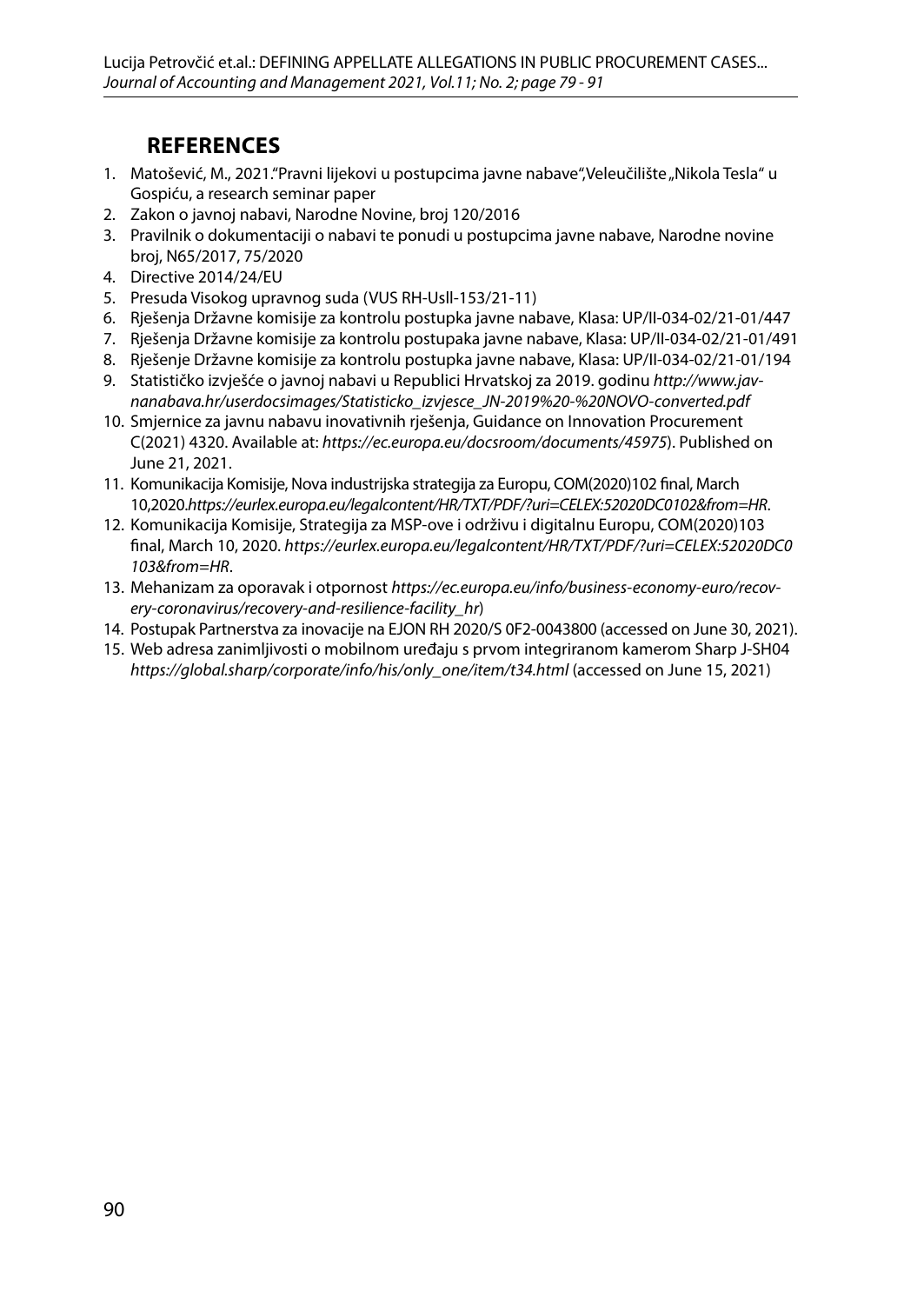## REFERENCES

1. Matošević, M., 2021."Pravni lijekovi u postupcima javne nabave",Veleučilište „Nikola Tesla" u Gospiću, a research seminar paper
2. Zakon o javnoj nabavi, Narodne Novine, broj 120/2016
3. Pravilnik o dokumentaciji o nabavi te ponudi u postupcima javne nabave, Narodne novine broj, N65/2017, 75/2020
4. Directive 2014/24/EU
5. Presuda Visokog upravnog suda (VUS RH-UsII-153/21-11)
6. Rješenja Državne komisije za kontrolu postupka javne nabave, Klasa: UP/II-034-02/21-01/447
7. Rješenja Državne komisije za kontrolu postupaka javne nabave, Klasa: UP/II-034-02/21-01/491
8. Rješenje Državne komisije za kontrolu postupka javne nabave, Klasa: UP/II-034-02/21-01/194
9. Statističko izvješće o javnoj nabavi u Republici Hrvatskoj za 2019. godinu *http://www.javnanabava.hr/userdocsimages/Statisticko_izvjesce_JN-2019%20-%20NOVO-converted.pdf*
10. Smjernice za javnu nabavu inovativnih rješenja, Guidance on Innovation Procurement C(2021) 4320. Available at: *https://ec.europa.eu/docsroom/documents/45975*). Published on June 21, 2021.
11. Komunikacija Komisije, Nova industrijska strategija za Europu, COM(2020)102 final, March 10,2020.*https://eurlex.europa.eu/legalcontent/HR/TXT/PDF/?uri=CELEX:52020DC0102&from=HR*.
12. Komunikacija Komisije, Strategija za MSP-ove i održivu i digitalnu Europu, COM(2020)103 final, March 10, 2020. *https://eurlex.europa.eu/legalcontent/HR/TXT/PDF/?uri=CELEX:52020DC0103&from=HR*.
13. Mehanizam za oporavak i otpornost *https://ec.europa.eu/info/business-economy-euro/recovery-coronavirus/recovery-and-resilience-facility_hr*)
14. Postupak Partnerstva za inovacije na EJON RH 2020/S 0F2-0043800 (accessed on June 30, 2021).
15. Web adresa zanimljivosti o mobilnom uređaju s prvom integriranom kamerom Sharp J-SH04 *https://global.sharp/corporate/info/his/only_one/item/t34.html* (accessed on June 15, 2021)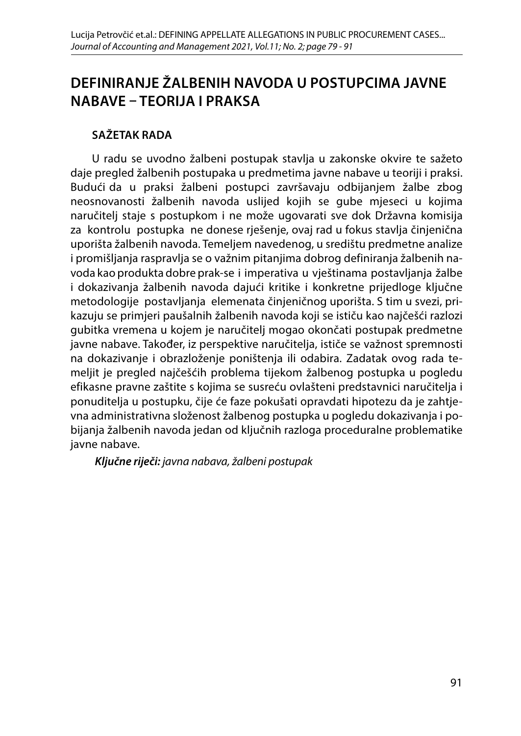# DEFINIRANJE ŽALBENIH NAVODA U POSTUPCIMA JAVNE NABAVE − TEORIJA I PRAKSA

## SAŽETAK RADA

U radu se uvodno žalbeni postupak stavlja u zakonske okvire te sažeto daje pregled žalbenih postupaka u predmetima javne nabave u teoriji i praksi. Budući da u praksi žalbeni postupci završavaju odbijanjem žalbe zbog neosnovanosti žalbenih navoda uslijed kojih se gube mjeseci u kojima naručitelj staje s postupkom i ne može ugovarati sve dok Državna komisija za kontrolu postupka ne donese rješenje, ovaj rad u fokus stavlja činjenična uporišta žalbenih navoda. Temeljem navedenog, u središtu predmetne analize i promišljanja raspravlja se o važnim pitanjima dobrog definiranja žalbenih navoda kao produkta dobre prak-se i imperativa u vještinama postavljanja žalbe i dokazivanja žalbenih navoda dajući kritike i konkretne prijedloge ključne metodologije postavljanja elemenata činjeničnog uporišta. S tim u svezi, prikazuju se primjeri paušalnih žalbenih navoda koji se ističu kao najčešći razlozi gubitka vremena u kojem je naručitelj mogao okončati postupak predmetne javne nabave. Također, iz perspektive naručitelja, ističe se važnost spremnosti na dokazivanje i obrazloženje poništenja ili odabira. Zadatak ovog rada temeljit je pregled najčešćih problema tijekom žalbenog postupka u pogledu efikasne pravne zaštite s kojima se susreću ovlašteni predstavnici naručitelja i ponuditelja u postupku, čije će faze pokušati opravdati hipotezu da je zahtjevna administrativna složenost žalbenog postupka u pogledu dokazivanja i pobijanja žalbenih navoda jedan od ključnih razloga proceduralne problematike javne nabave.

***Ključne riječi:*** *javna nabava, žalbeni postupak*